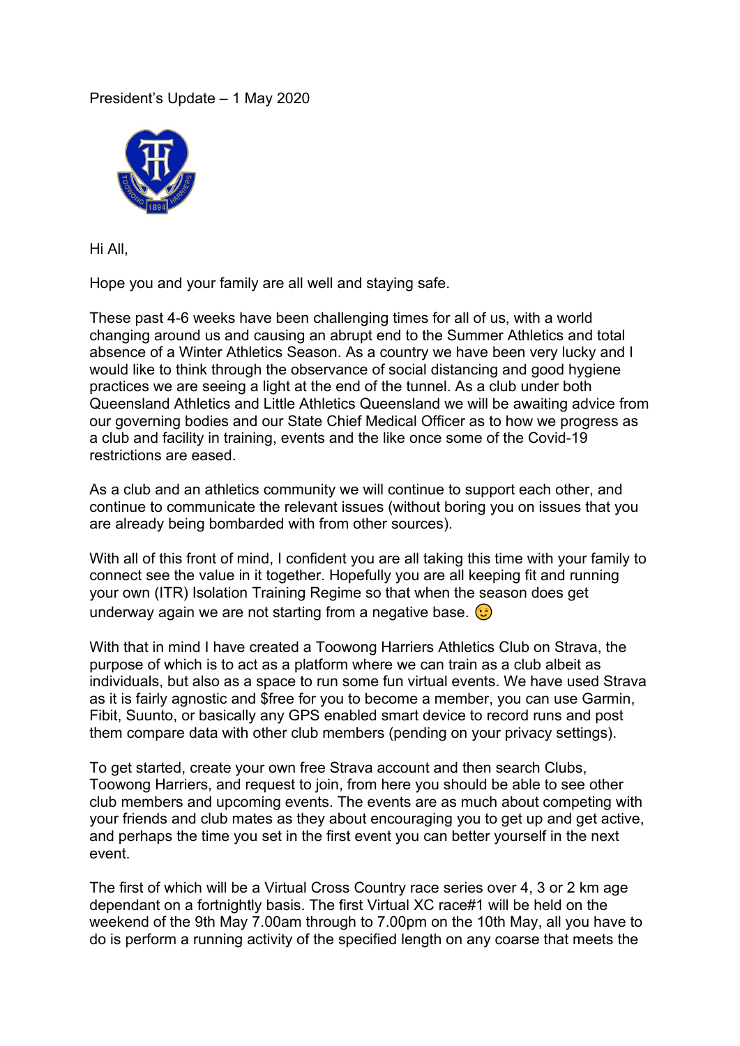President's Update – 1 May 2020

Hi All,

Hope you and your family are all well and staying safe.

These past 4-6 weeks have been challenging times for all of us, with a world changing around us and causing an abrupt end to the Summer Athletics and total absence of a Winter Athletics Season. As a country we have been very lucky and I would like to think through the observance of social distancing and good hygiene practices we are seeing a light at the end of the tunnel. As a club under both Queensland Athletics and Little Athletics Queensland we will be awaiting advice from our governing bodies and our State Chief Medical Officer as to how we progress as a club and facility in training, events and the like once some of the Covid-19 restrictions are eased.

As a club and an athletics community we will continue to support each other, and continue to communicate the relevant issues (without boring you on issues that you are already being bombarded with from other sources).

With all of this front of mind, I confident you are all taking this time with your family to connect see the value in it together. Hopefully you are all keeping fit and running your own (ITR) Isolation Training Regime so that when the season does get underway again we are not starting from a negative base. 😉

With that in mind I have created a Toowong Harriers Athletics Club on Strava, the purpose of which is to act as a platform where we can train as a club albeit as individuals, but also as a space to run some fun virtual events. We have used Strava as it is fairly agnostic and $free for you to become a member, you can use Garmin, Fibit, Suunto, or basically any GPS enabled smart device to record runs and post them compare data with other club members (pending on your privacy settings).

To get started, create your own free Strava account and then search Clubs, Toowong Harriers, and request to join, from here you should be able to see other club members and upcoming events. The events are as much about competing with your friends and club mates as they about encouraging you to get up and get active, and perhaps the time you set in the first event you can better yourself in the next event.

The first of which will be a Virtual Cross Country race series over 4, 3 or 2 km age dependant on a fortnightly basis. The first Virtual XC race#1 will be held on the weekend of the 9th May 7.00am through to 7.00pm on the 10th May, all you have to do is perform a running activity of the specified length on any coarse that meets the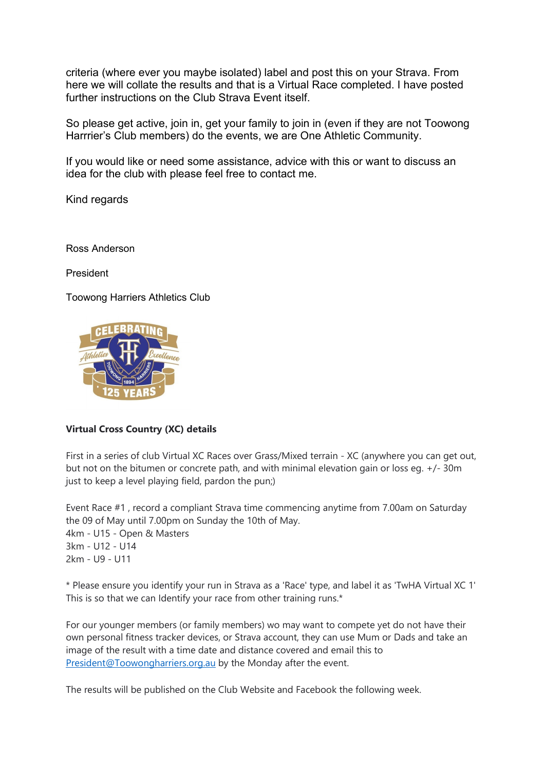criteria (where ever you maybe isolated) label and post this on your Strava. From here we will collate the results and that is a Virtual Race completed. I have posted further instructions on the Club Strava Event itself.

So please get active, join in, get your family to join in (even if they are not Toowong Harrrier's Club members) do the events, we are One Athletic Community.

If you would like or need some assistance, advice with this or want to discuss an idea for the club with please feel free to contact me.

Kind regards

Ross Anderson

President

Toowong Harriers Athletics Club

**Virtual Cross Country (XC) details**

First in a series of club Virtual XC Races over Grass/Mixed terrain - XC (anywhere you can get out, but not on the bitumen or concrete path, and with minimal elevation gain or loss eg. +/- 30m just to keep a level playing field, pardon the pun;)

Event Race #1 , record a compliant Strava time commencing anytime from 7.00am on Saturday the 09 of May until 7.00pm on Sunday the 10th of May.
4km - U15 - Open & Masters
3km - U12 - U14
2km - U9 - U11

*Please ensure you identify your run in Strava as a 'Race' type, and label it as 'TwHA Virtual XC 1' This is so that we can Identify your race from other training runs.*

For our younger members (or family members) wo may want to compete yet do not have their own personal fitness tracker devices, or Strava account, they can use Mum or Dads and take an image of the result with a time date and distance covered and email this to [President@Toowongharriers.org.au](mailto:President@Toowongharriers.org.au) by the Monday after the event.

The results will be published on the Club Website and Facebook the following week.